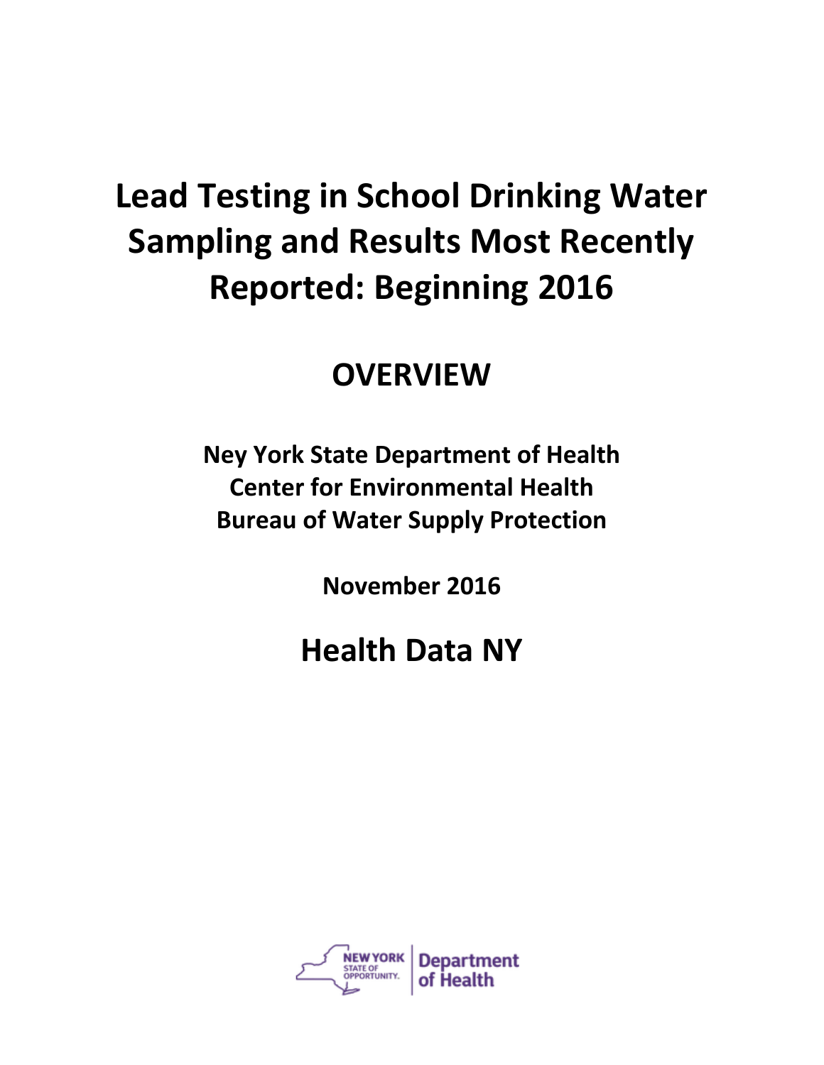# Lead Testing in School Drinking Water Sampling and Results Most Recently Reported: Beginning 2016

## OVERVIEW

**Ney York State Department of Health**
**Center for Environmental Health**
**Bureau of Water Supply Protection**

**November 2016**

## Health Data NY

NEW YORK STATE OF OPPORTUNITY. | Department of Health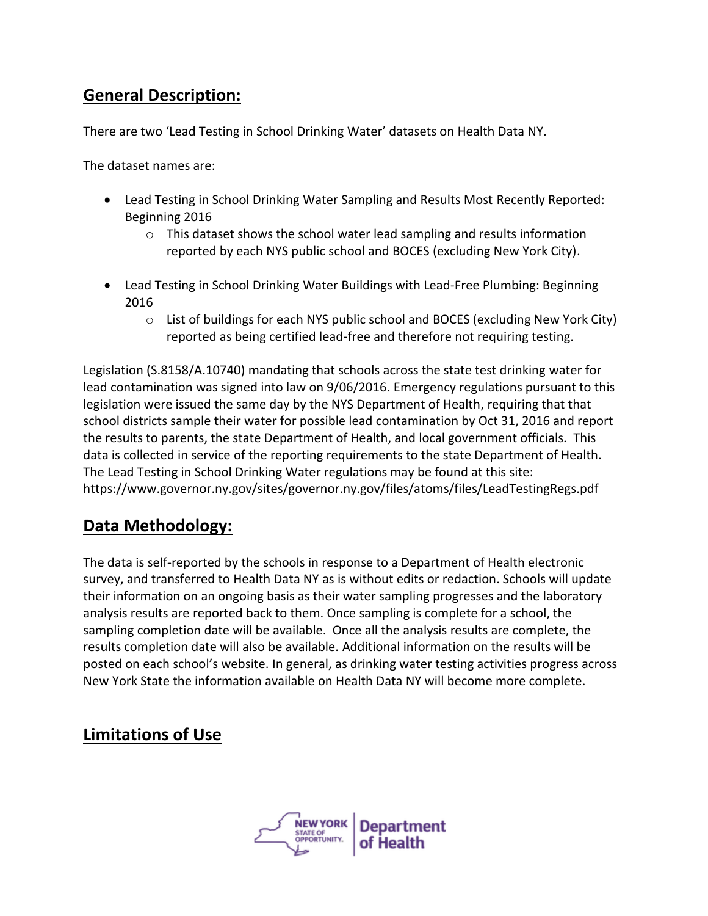## General Description:

There are two 'Lead Testing in School Drinking Water' datasets on Health Data NY.

The dataset names are:

- Lead Testing in School Drinking Water Sampling and Results Most Recently Reported: Beginning 2016
  - This dataset shows the school water lead sampling and results information reported by each NYS public school and BOCES (excluding New York City).
- Lead Testing in School Drinking Water Buildings with Lead-Free Plumbing: Beginning 2016
  - List of buildings for each NYS public school and BOCES (excluding New York City) reported as being certified lead-free and therefore not requiring testing.

Legislation (S.8158/A.10740) mandating that schools across the state test drinking water for lead contamination was signed into law on 9/06/2016. Emergency regulations pursuant to this legislation were issued the same day by the NYS Department of Health, requiring that that school districts sample their water for possible lead contamination by Oct 31, 2016 and report the results to parents, the state Department of Health, and local government officials. This data is collected in service of the reporting requirements to the state Department of Health. The Lead Testing in School Drinking Water regulations may be found at this site: https://www.governor.ny.gov/sites/governor.ny.gov/files/atoms/files/LeadTestingRegs.pdf

## Data Methodology:

The data is self-reported by the schools in response to a Department of Health electronic survey, and transferred to Health Data NY as is without edits or redaction. Schools will update their information on an ongoing basis as their water sampling progresses and the laboratory analysis results are reported back to them. Once sampling is complete for a school, the sampling completion date will be available. Once all the analysis results are complete, the results completion date will also be available. Additional information on the results will be posted on each school's website. In general, as drinking water testing activities progress across New York State the information available on Health Data NY will become more complete.

## Limitations of Use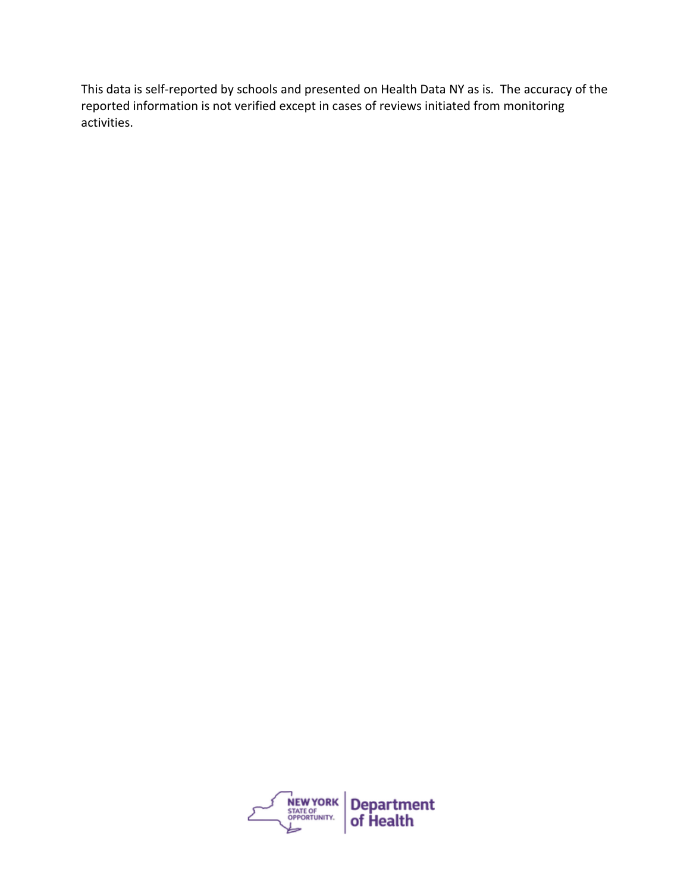This data is self-reported by schools and presented on Health Data NY as is. The accuracy of the reported information is not verified except in cases of reviews initiated from monitoring activities.

NEW YORK STATE OF OPPORTUNITY. | Department of Health